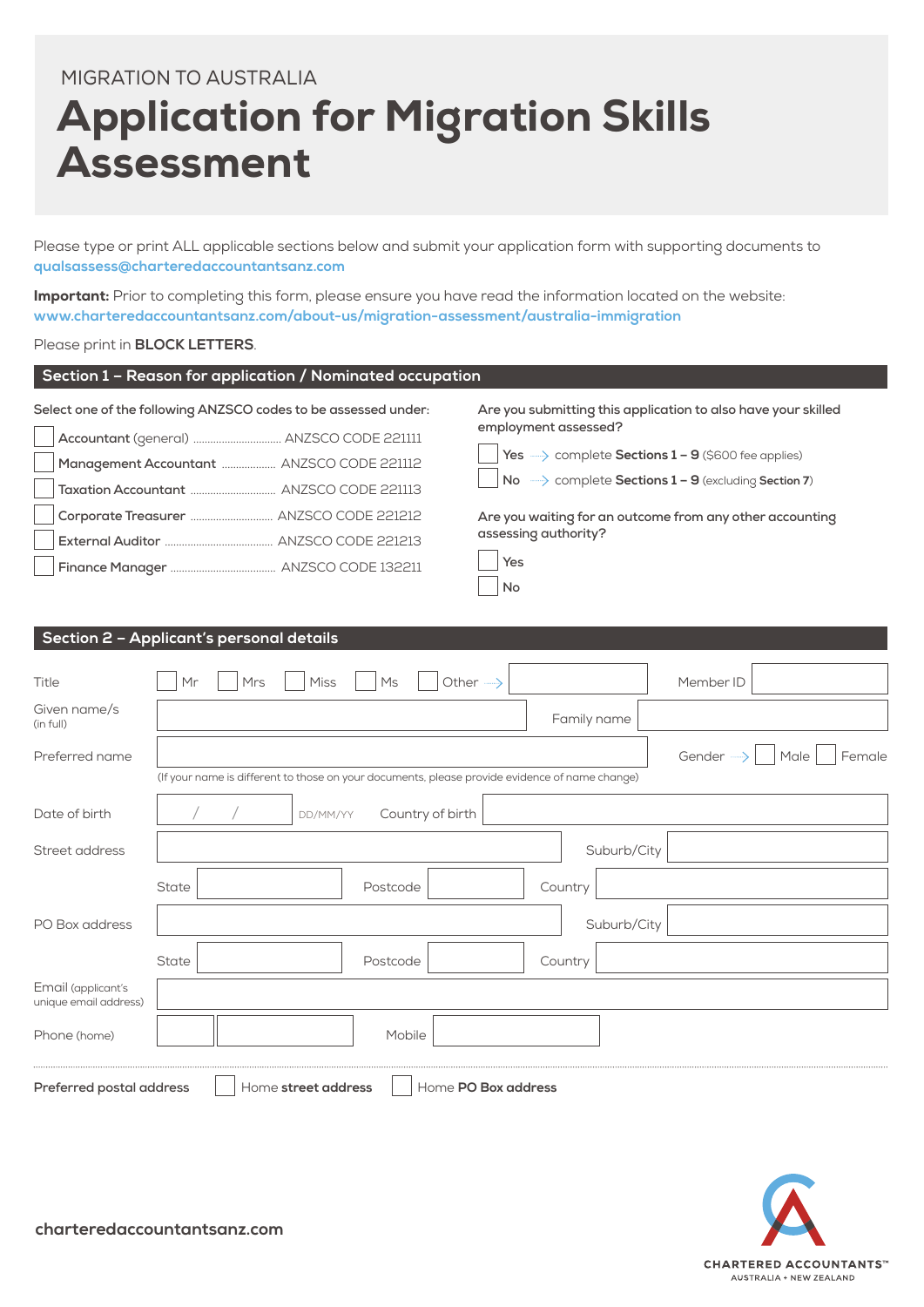MIGRATION TO AUSTRALIA

# Application for Migration Skills Assessment

Please type or print ALL applicable sections below and submit your application form with supporting documents to **qualsassess@charteredaccountantsanz.com**

**Important:** Prior to completing this form, please ensure you have read the information located on the website: **www.charteredaccountantsanz.com/about-us/migration-assessment/australia-immigration**

Please print in **BLOCK LETTERS**.

## Section 1 – Reason for application / Nominated occupation

Select one of the following ANZSCO codes to be assessed under:

- ☐ **Accountant** (general) ............ ANZSCO CODE 221111
- ☐ **Management Accountant** ............ ANZSCO CODE 221112
- ☐ **Taxation Accountant** ............ ANZSCO CODE 221113
- ☐ **Corporate Treasurer** ............ ANZSCO CODE 221212
- ☐ **External Auditor** ............ ANZSCO CODE 221213
- ☐ **Finance Manager** ............ ANZSCO CODE 132211

Are you submitting this application to also have your skilled employment assessed?

- ☐ **Yes** → complete **Sections 1 – 9** ($600 fee applies)
- ☐ **No** → complete **Sections 1 – 9** (excluding **Section 7**)

Are you waiting for an outcome from any other accounting assessing authority?

- ☐ Yes
- ☐ No

## Section 2 – Applicant's personal details

Title ☐ Mr ☐ Mrs ☐ Miss ☐ Ms ☐ Other → ______ Member ID ______

Given name/s (in full) ______ Family name ______

Preferred name ______ Gender → ☐ Male ☐ Female

(If your name is different to those on your documents, please provide evidence of name change)

Date of birth ___ / ___ / ___ DD/MM/YY Country of birth ______

Street address ______ Suburb/City ______

State ______ Postcode ______ Country ______

PO Box address ______ Suburb/City ______

State ______ Postcode ______ Country ______

Email (applicant's unique email address) ______

Phone (home) ______ Mobile ______

**Preferred postal address** ☐ Home **street address** ☐ Home **PO Box address**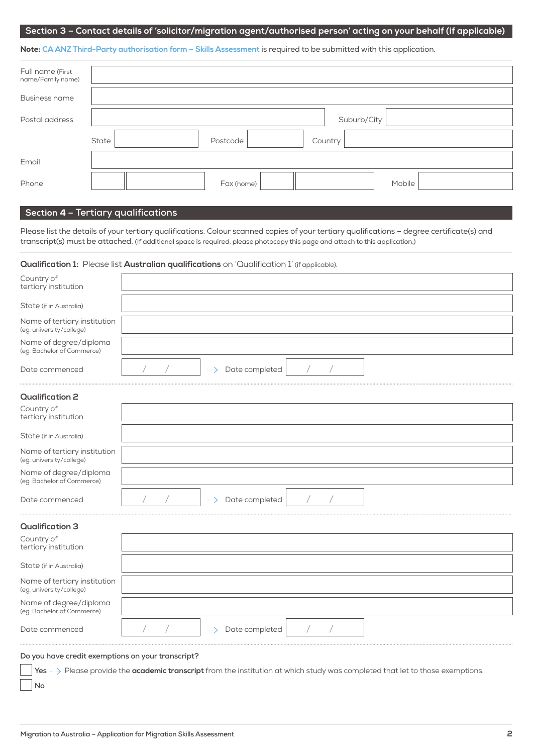## Section 3 – Contact details of 'solicitor/migration agent/authorised person' acting on your behalf (if applicable)

**Note:** CA ANZ Third-Party authorisation form – Skills Assessment is required to be submitted with this application.

| | | | |
|---|---|---|---|
| Full name (First name/Family name) | | | |
| Business name | | | |
| Postal address | | Suburb/City | |
| State | Postcode | Country | |
| Email | | | |
| Phone | Fax (home) | Mobile | |

## Section 4 – Tertiary qualifications

Please list the details of your tertiary qualifications. Colour scanned copies of your tertiary qualifications – degree certificate(s) and transcript(s) must be attached. (If additional space is required, please photocopy this page and attach to this application.)

**Qualification 1:** Please list **Australian qualifications** on 'Qualification 1' (if applicable).

| | |
|---|---|
| Country of tertiary institution | |
| State (if in Australia) | |
| Name of tertiary institution (eg. university/college) | |
| Name of degree/diploma (eg. Bachelor of Commerce) | |
| Date commenced | / / → Date completed / / |

**Qualification 2**

| | |
|---|---|
| Country of tertiary institution | |
| State (if in Australia) | |
| Name of tertiary institution (eg. university/college) | |
| Name of degree/diploma (eg. Bachelor of Commerce) | |
| Date commenced | / / → Date completed / / |

**Qualification 3**

| | |
|---|---|
| Country of tertiary institution | |
| State (if in Australia) | |
| Name of tertiary institution (eg. university/college) | |
| Name of degree/diploma (eg. Bachelor of Commerce) | |
| Date commenced | / / → Date completed / / |

**Do you have credit exemptions on your transcript?**

☐ **Yes** → Please provide the **academic transcript** from the institution at which study was completed that let to those exemptions.

☐ **No**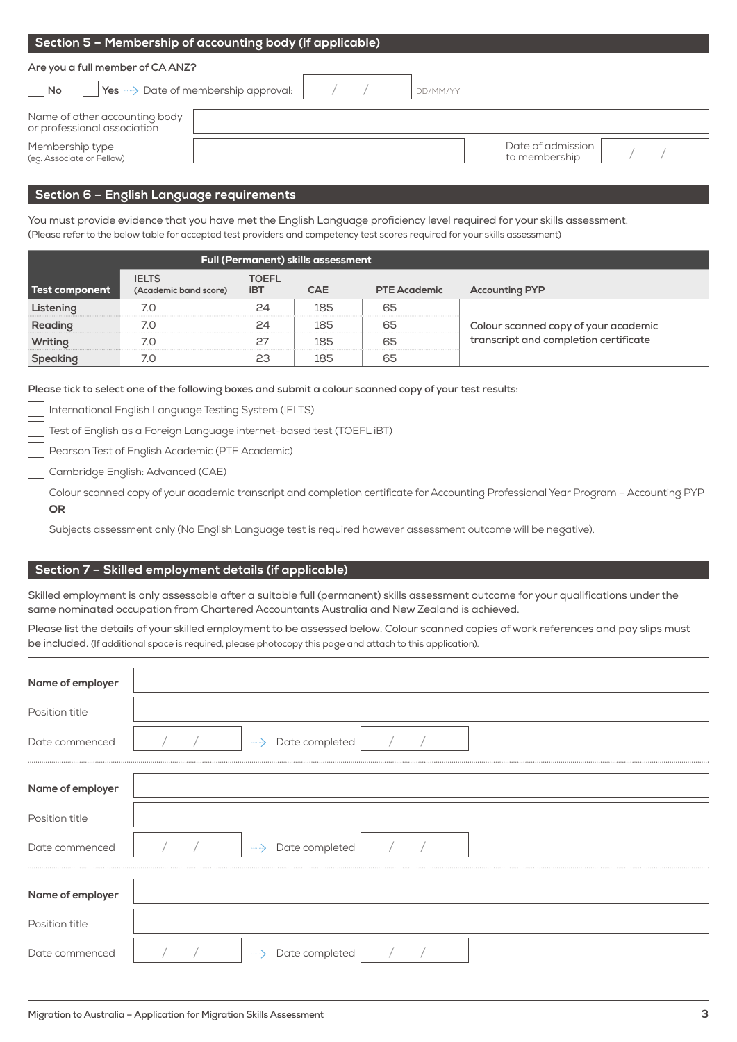## Section 5 – Membership of accounting body (if applicable)

**Are you a full member of CA ANZ?**

☐ No ☐ Yes → Date of membership approval: / / DD/MM/YY

Name of other accounting body or professional association

Membership type (eg. Associate or Fellow)

Date of admission to membership / /

## Section 6 – English Language requirements

You must provide evidence that you have met the English Language proficiency level required for your skills assessment. (Please refer to the below table for accepted test providers and competency test scores required for your skills assessment)

| Full (Permanent) skills assessment | | | | | |
|---|---|---|---|---|---|
| **Test component** | **IELTS** (Academic band score) | **TOEFL iBT** | **CAE** | **PTE Academic** | **Accounting PYP** |
| **Listening** | 7.0 | 24 | 185 | 65 | Colour scanned copy of your academic transcript and completion certificate |
| **Reading** | 7.0 | 24 | 185 | 65 | |
| **Writing** | 7.0 | 27 | 185 | 65 | |
| **Speaking** | 7.0 | 23 | 185 | 65 | |

**Please tick to select one of the following boxes and submit a colour scanned copy of your test results:**

☐ International English Language Testing System (IELTS)

☐ Test of English as a Foreign Language internet-based test (TOEFL iBT)

☐ Pearson Test of English Academic (PTE Academic)

☐ Cambridge English: Advanced (CAE)

☐ Colour scanned copy of your academic transcript and completion certificate for Accounting Professional Year Program – Accounting PYP

**OR**

☐ Subjects assessment only (No English Language test is required however assessment outcome will be negative).

## Section 7 – Skilled employment details (if applicable)

Skilled employment is only assessable after a suitable full (permanent) skills assessment outcome for your qualifications under the same nominated occupation from Chartered Accountants Australia and New Zealand is achieved.

Please list the details of your skilled employment to be assessed below. Colour scanned copies of work references and pay slips must be included. (If additional space is required, please photocopy this page and attach to this application).

**Name of employer**

Position title

Date commenced / / → Date completed / /

---

**Name of employer**

Position title

Date commenced / / → Date completed / /

---

**Name of employer**

Position title

Date commenced / / → Date completed / /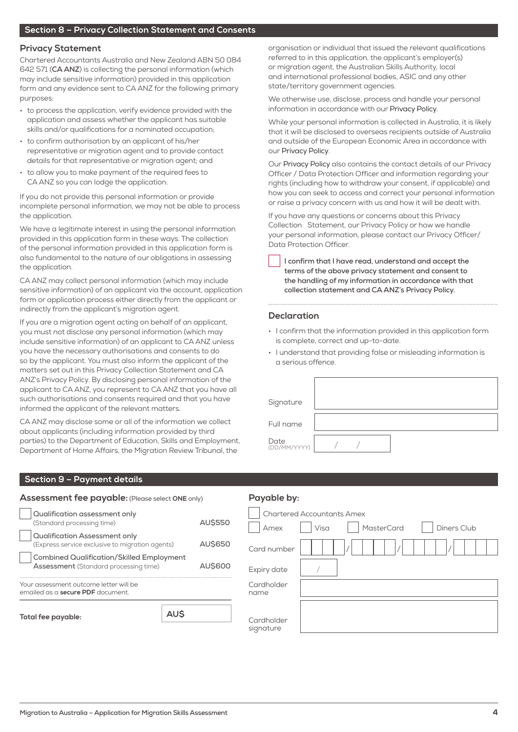## Section 8 – Privacy Collection Statement and Consents

### Privacy Statement

Chartered Accountants Australia and New Zealand ABN 50 084 642 571 (**CA ANZ**) is collecting the personal information (which may include sensitive information) provided in this application form and any evidence sent to CA ANZ for the following primary purposes:

- to process the application, verify evidence provided with the application and assess whether the applicant has suitable skills and/or qualifications for a nominated occupation;
- to confirm authorisation by an applicant of his/her representative or migration agent and to provide contact details for that representative or migration agent; and
- to allow you to make payment of the required fees to CA ANZ so you can lodge the application.

If you do not provide this personal information or provide incomplete personal information, we may not be able to process the application.

We have a legitimate interest in using the personal information provided in this application form in these ways. The collection of the personal information provided in this application form is also fundamental to the nature of our obligations in assessing the application.

CA ANZ may collect personal information (which may include sensitive information) of an applicant via the account, application form or application process either directly from the applicant or indirectly from the applicant's migration agent.

If you are a migration agent acting on behalf of an applicant, you must not disclose any personal information (which may include sensitive information) of an applicant to CA ANZ unless you have the necessary authorisations and consents to do so by the applicant. You must also inform the applicant of the matters set out in this Privacy Collection Statement and CA ANZ's Privacy Policy. By disclosing personal information of the applicant to CA ANZ, you represent to CA ANZ that you have all such authorisations and consents required and that you have informed the applicant of the relevant matters.

CA ANZ may disclose some or all of the information we collect about applicants (including information provided by third parties) to the Department of Education, Skills and Employment, Department of Home Affairs, the Migration Review Tribunal, the organisation or individual that issued the relevant qualifications referred to in this application, the applicant's employer(s) or migration agent, the Australian Skills Authority, local and international professional bodies, ASIC and any other state/territory government agencies.

We otherwise use, disclose, process and handle your personal information in accordance with our Privacy Policy.

While your personal information is collected in Australia, it is likely that it will be disclosed to overseas recipients outside of Australia and outside of the European Economic Area in accordance with our Privacy Policy.

Our Privacy Policy also contains the contact details of our Privacy Officer / Data Protection Officer and information regarding your rights (including how to withdraw your consent, if applicable) and how you can seek to access and correct your personal information or raise a privacy concern with us and how it will be dealt with.

If you have any questions or concerns about this Privacy Collection Statement, our Privacy Policy or how we handle your personal information, please contact our Privacy Officer/ Data Protection Officer.

☐ **I confirm that I have read, understand and accept the terms of the above privacy statement and consent to the handling of my information in accordance with that collection statement and CA ANZ's Privacy Policy.**

### Declaration

- I confirm that the information provided in this application form is complete, correct and up-to-date.
- I understand that providing false or misleading information is a serious offence.

Signature

Full name

Date (DD/MM/YYYY) &nbsp;&nbsp; / &nbsp;&nbsp; /

## Section 9 – Payment details

### Assessment fee payable: (Please select **ONE** only)

| | Assessment | Fee |
|---|---|---|
| ☐ | **Qualification assessment only** (Standard processing time) | **AU$550** |
| ☐ | **Qualification Assessment only** (Express service exclusive to migration agents) | **AU$650** |
| ☐ | **Combined Qualification/Skilled Employment Assessment** (Standard processing time) | **AU$600** |

Your assessment outcome letter will be emailed as a **secure PDF** document.

**Total fee payable:** **AU$**

### Payable by:

☐ Chartered Accountants Amex

☐ Amex &nbsp; ☐ Visa &nbsp; ☐ MasterCard &nbsp; ☐ Diners Club

Card number &nbsp; / &nbsp; / &nbsp; /

Expiry date &nbsp; /

Cardholder name

Cardholder signature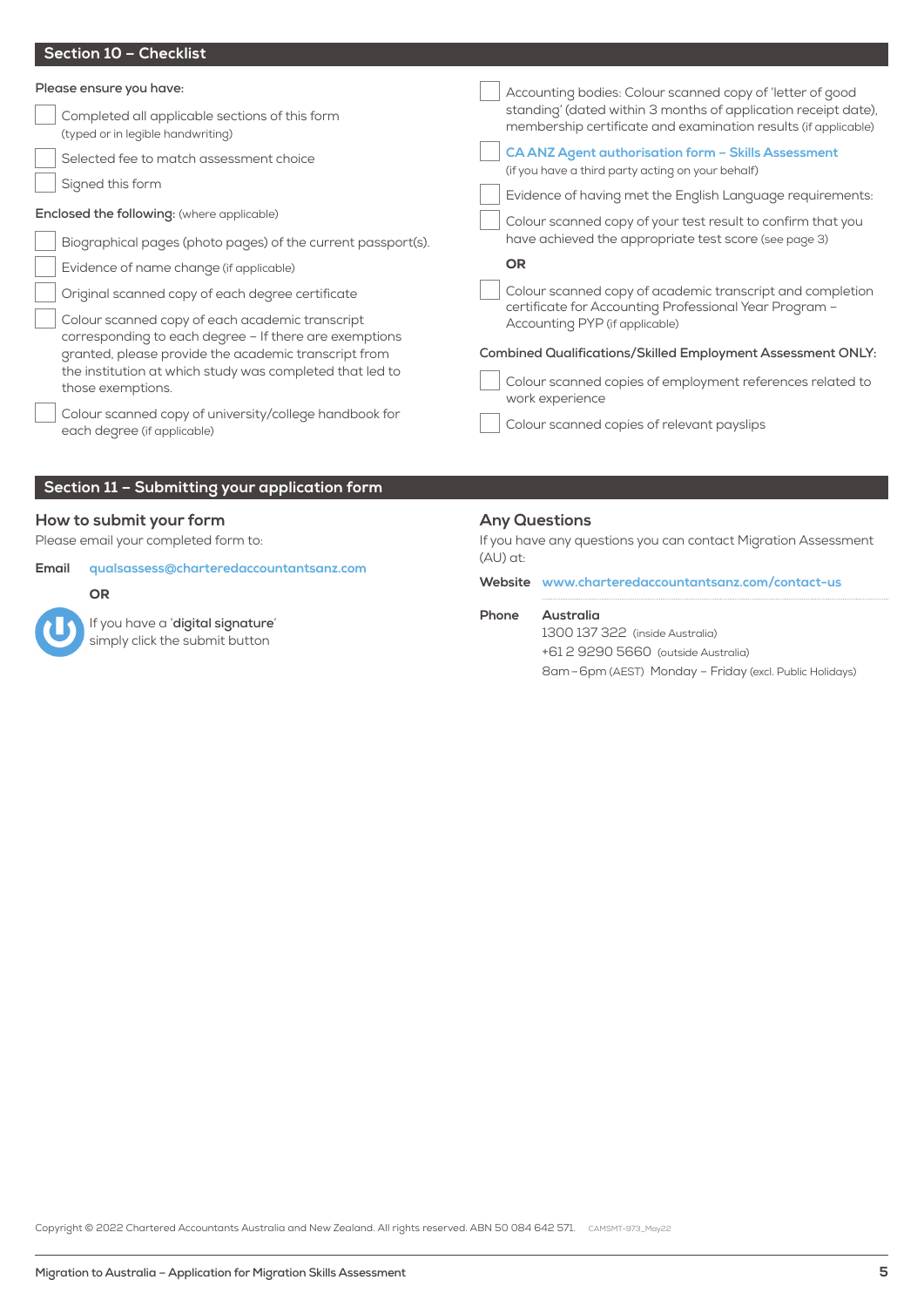## Section 10 – Checklist

**Please ensure you have:**

- [ ] Completed all applicable sections of this form (typed or in legible handwriting)
- [ ] Selected fee to match assessment choice
- [ ] Signed this form

**Enclosed the following:** (where applicable)

- [ ] Biographical pages (photo pages) of the current passport(s).
- [ ] Evidence of name change (if applicable)
- [ ] Original scanned copy of each degree certificate
- [ ] Colour scanned copy of each academic transcript corresponding to each degree – If there are exemptions granted, please provide the academic transcript from the institution at which study was completed that led to those exemptions.
- [ ] Colour scanned copy of university/college handbook for each degree (if applicable)
- [ ] Accounting bodies: Colour scanned copy of 'letter of good standing' (dated within 3 months of application receipt date), membership certificate and examination results (if applicable)
- [ ] CA ANZ Agent authorisation form – Skills Assessment (if you have a third party acting on your behalf)
- [ ] Evidence of having met the English Language requirements:
- [ ] Colour scanned copy of your test result to confirm that you have achieved the appropriate test score (see page 3)

**OR**

- [ ] Colour scanned copy of academic transcript and completion certificate for Accounting Professional Year Program – Accounting PYP (if applicable)

**Combined Qualifications/Skilled Employment Assessment ONLY:**

- [ ] Colour scanned copies of employment references related to work experience
- [ ] Colour scanned copies of relevant payslips

## Section 11 – Submitting your application form

### How to submit your form

Please email your completed form to:

**Email** qualsassess@charteredaccountantsanz.com

**OR**

If you have a '**digital signature**' simply click the submit button

### Any Questions

If you have any questions you can contact Migration Assessment (AU) at:

**Website** www.charteredaccountantsanz.com/contact-us

**Phone** **Australia**
1300 137 322 (inside Australia)
+61 2 9290 5660 (outside Australia)
8am – 6pm (AEST) Monday – Friday (excl. Public Holidays)

Copyright © 2022 Chartered Accountants Australia and New Zealand. All rights reserved. ABN 50 084 642 571. CAMSMT-973_May22